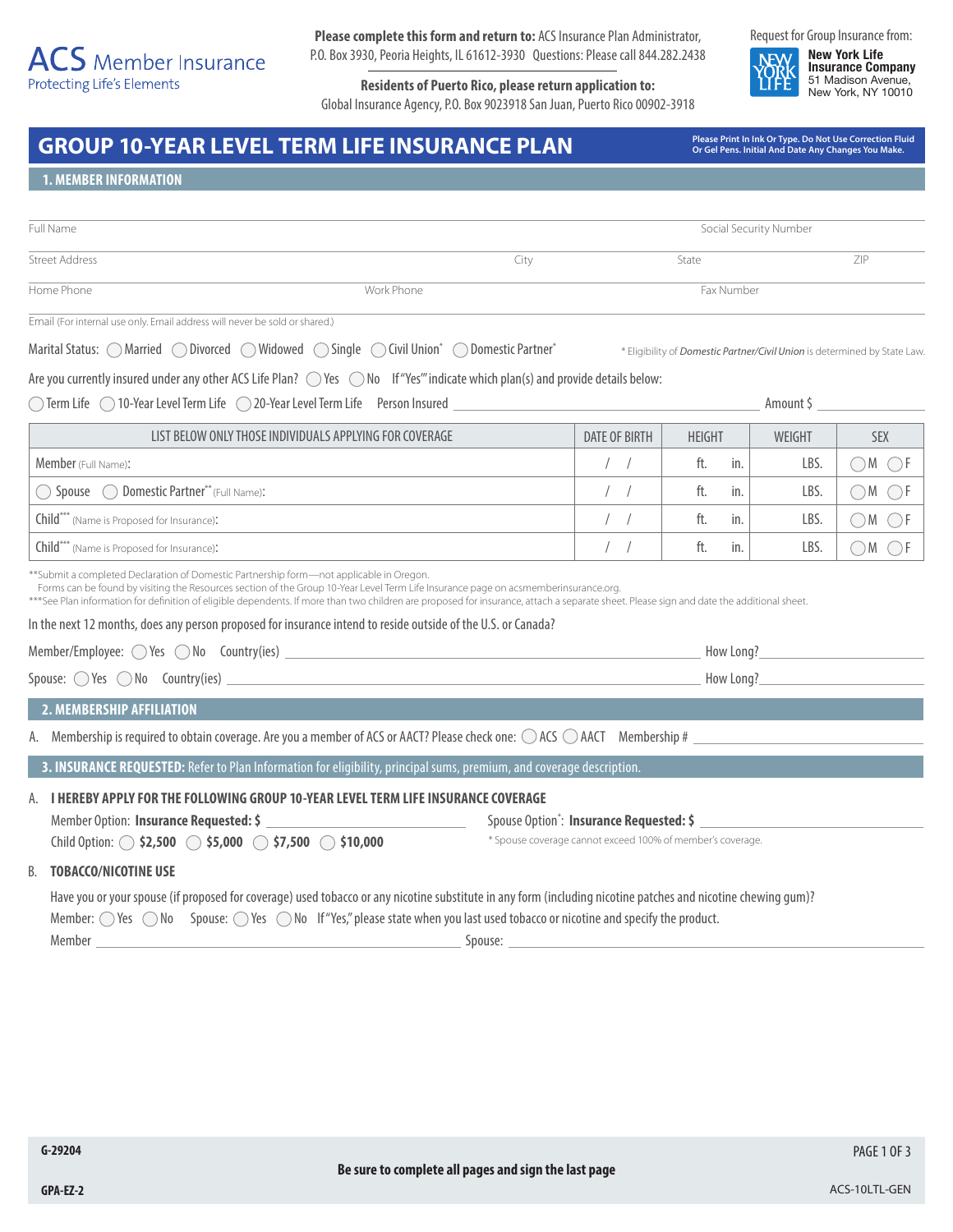**ACS** Member Insurance
Protecting Life's Elements

**Please complete this form and return to:** ACS Insurance Plan Administrator, P.O. Box 3930, Peoria Heights, IL 61612-3930 Questions: Please call 844.282.2438

**Residents of Puerto Rico, please return application to:**
Global Insurance Agency, P.O. Box 9023918 San Juan, Puerto Rico 00902-3918

Request for Group Insurance from:
**New York Life Insurance Company**
51 Madison Avenue, New York, NY 10010

# GROUP 10-YEAR LEVEL TERM LIFE INSURANCE PLAN

**Please Print In Ink Or Type. Do Not Use Correction Fluid Or Gel Pens. Initial And Date Any Changes You Make.**

## 1. MEMBER INFORMATION

Full Name ______________________ Social Security Number ______________________

Street Address ______________________ City ______________________ State ______ ZIP ______

Home Phone ______________________ Work Phone ______________________ Fax Number ______________________

Email (For internal use only. Email address will never be sold or shared.) ______________________

Marital Status: ◯ Married ◯ Divorced ◯ Widowed ◯ Single ◯ Civil Union* ◯ Domestic Partner*

\* Eligibility of *Domestic Partner/Civil Union* is determined by State Law.

Are you currently insured under any other ACS Life Plan? ◯ Yes ◯ No If "Yes" indicate which plan(s) and provide details below:

◯ Term Life ◯ 10-Year Level Term Life ◯ 20-Year Level Term Life Person Insured ______________________ Amount $ __________

| LIST BELOW ONLY THOSE INDIVIDUALS APPLYING FOR COVERAGE | DATE OF BIRTH | HEIGHT | WEIGHT | SEX |
|---|---|---|---|---|
| Member (Full Name): | / / | ft. in. | LBS. | ◯ M ◯ F |
| ◯ Spouse ◯ Domestic Partner** (Full Name): | / / | ft. in. | LBS. | ◯ M ◯ F |
| Child*** (Name is Proposed for Insurance): | / / | ft. in. | LBS. | ◯ M ◯ F |
| Child*** (Name is Proposed for Insurance): | / / | ft. in. | LBS. | ◯ M ◯ F |

\*\*Submit a completed Declaration of Domestic Partnership form—not applicable in Oregon.
Forms can be found by visiting the Resources section of the Group 10-Year Level Term Life Insurance page on acsmemberinsurance.org.
\*\*\*See Plan information for definition of eligible dependents. If more than two children are proposed for insurance, attach a separate sheet. Please sign and date the additional sheet.

In the next 12 months, does any person proposed for insurance intend to reside outside of the U.S. or Canada?

Member/Employee: ◯ Yes ◯ No Country(ies) ______________________ How Long? __________

Spouse: ◯ Yes ◯ No Country(ies) ______________________ How Long? __________

## 2. MEMBERSHIP AFFILIATION

A. Membership is required to obtain coverage. Are you a member of ACS or AACT? Please check one: ◯ ACS ◯ AACT Membership # __________

## 3. INSURANCE REQUESTED: Refer to Plan Information for eligibility, principal sums, premium, and coverage description.

A. **I HEREBY APPLY FOR THE FOLLOWING GROUP 10-YEAR LEVEL TERM LIFE INSURANCE COVERAGE**

Member Option: **Insurance Requested: $** __________ Spouse Option*: **Insurance Requested: $** __________

Child Option: ◯ **$2,500** ◯ **$5,000** ◯ **$7,500** ◯ **$10,000**

\* Spouse coverage cannot exceed 100% of member's coverage.

B. **TOBACCO/NICOTINE USE**

Have you or your spouse (if proposed for coverage) used tobacco or any nicotine substitute in any form (including nicotine patches and nicotine chewing gum)?

Member: ◯ Yes ◯ No Spouse: ◯ Yes ◯ No If "Yes," please state when you last used tobacco or nicotine and specify the product.

Member ______________________ Spouse: ______________________

G-29204

**Be sure to complete all pages and sign the last page**

GPA-EZ-2 ACS-10LTL-GEN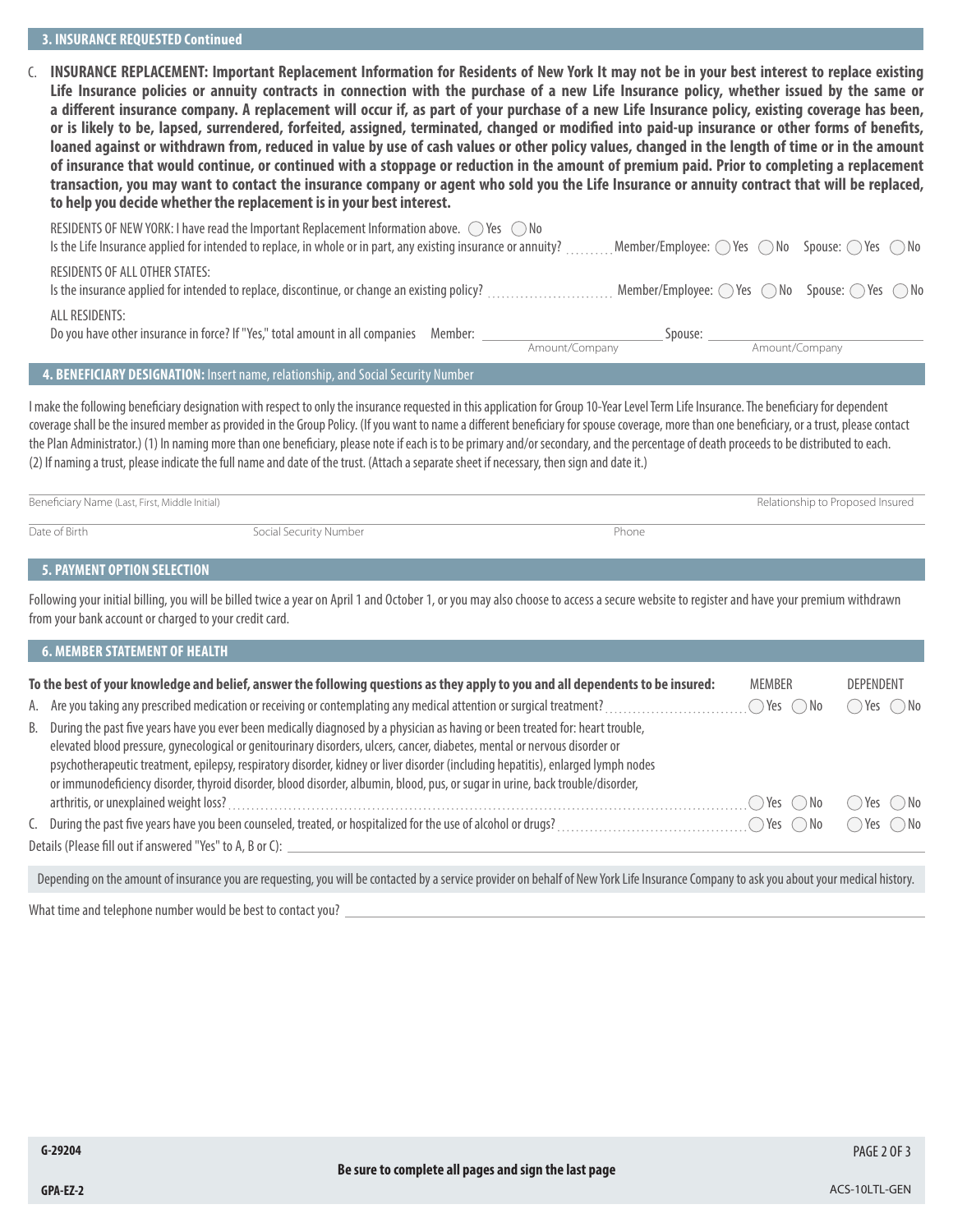## 3. INSURANCE REQUESTED Continued

C. **INSURANCE REPLACEMENT: Important Replacement Information for Residents of New York It may not be in your best interest to replace existing Life Insurance policies or annuity contracts in connection with the purchase of a new Life Insurance policy, whether issued by the same or a different insurance company. A replacement will occur if, as part of your purchase of a new Life Insurance policy, existing coverage has been, or is likely to be, lapsed, surrendered, forfeited, assigned, terminated, changed or modified into paid-up insurance or other forms of benefits, loaned against or withdrawn from, reduced in value by use of cash values or other policy values, changed in the length of time or in the amount of insurance that would continue, or continued with a stoppage or reduction in the amount of premium paid. Prior to completing a replacement transaction, you may want to contact the insurance company or agent who sold you the Life Insurance or annuity contract that will be replaced, to help you decide whether the replacement is in your best interest.**

RESIDENTS OF NEW YORK: I have read the Important Replacement Information above. ◯ Yes ◯ No

Is the Life Insurance applied for intended to replace, in whole or in part, any existing insurance or annuity? .......... Member/Employee: ◯ Yes ◯ No Spouse: ◯ Yes ◯ No

RESIDENTS OF ALL OTHER STATES:

Is the insurance applied for intended to replace, discontinue, or change an existing policy? .......... Member/Employee: ◯ Yes ◯ No Spouse: ◯ Yes ◯ No

ALL RESIDENTS:

Do you have other insurance in force? If "Yes," total amount in all companies Member: ______________________ Spouse: ______________________

Amount/Company | Amount/Company

## 4. BENEFICIARY DESIGNATION: Insert name, relationship, and Social Security Number

I make the following beneficiary designation with respect to only the insurance requested in this application for Group 10-Year Level Term Life Insurance. The beneficiary for dependent coverage shall be the insured member as provided in the Group Policy. (If you want to name a different beneficiary for spouse coverage, more than one beneficiary, or a trust, please contact the Plan Administrator.) (1) In naming more than one beneficiary, please note if each is to be primary and/or secondary, and the percentage of death proceeds to be distributed to each. (2) If naming a trust, please indicate the full name and date of the trust. (Attach a separate sheet if necessary, then sign and date it.)

Beneficiary Name (Last, First, Middle Initial) ______________________ Relationship to Proposed Insured ______________________

Date of Birth ______________ Social Security Number ______________ Phone ______________

## 5. PAYMENT OPTION SELECTION

Following your initial billing, you will be billed twice a year on April 1 and October 1, or you may also choose to access a secure website to register and have your premium withdrawn from your bank account or charged to your credit card.

## 6. MEMBER STATEMENT OF HEALTH

| **To the best of your knowledge and belief, answer the following questions as they apply to you and all dependents to be insured:** | MEMBER | DEPENDENT |
|---|---|---|
| A. Are you taking any prescribed medication or receiving or contemplating any medical attention or surgical treatment? | ◯ Yes ◯ No | ◯ Yes ◯ No |
| B. During the past five years have you ever been medically diagnosed by a physician as having or been treated for: heart trouble, elevated blood pressure, gynecological or genitourinary disorders, ulcers, cancer, diabetes, mental or nervous disorder or psychotherapeutic treatment, epilepsy, respiratory disorder, kidney or liver disorder (including hepatitis), enlarged lymph nodes or immunodeficiency disorder, thyroid disorder, blood disorder, albumin, blood, pus, or sugar in urine, back trouble/disorder, arthritis, or unexplained weight loss? | ◯ Yes ◯ No | ◯ Yes ◯ No |
| C. During the past five years have you been counseled, treated, or hospitalized for the use of alcohol or drugs? | ◯ Yes ◯ No | ◯ Yes ◯ No |

Details (Please fill out if answered "Yes" to A, B or C): ______________________

Depending on the amount of insurance you are requesting, you will be contacted by a service provider on behalf of New York Life Insurance Company to ask you about your medical history.

What time and telephone number would be best to contact you? ______________________

G-29204

**Be sure to complete all pages and sign the last page**

GPA-EZ-2

ACS-10LTL-GEN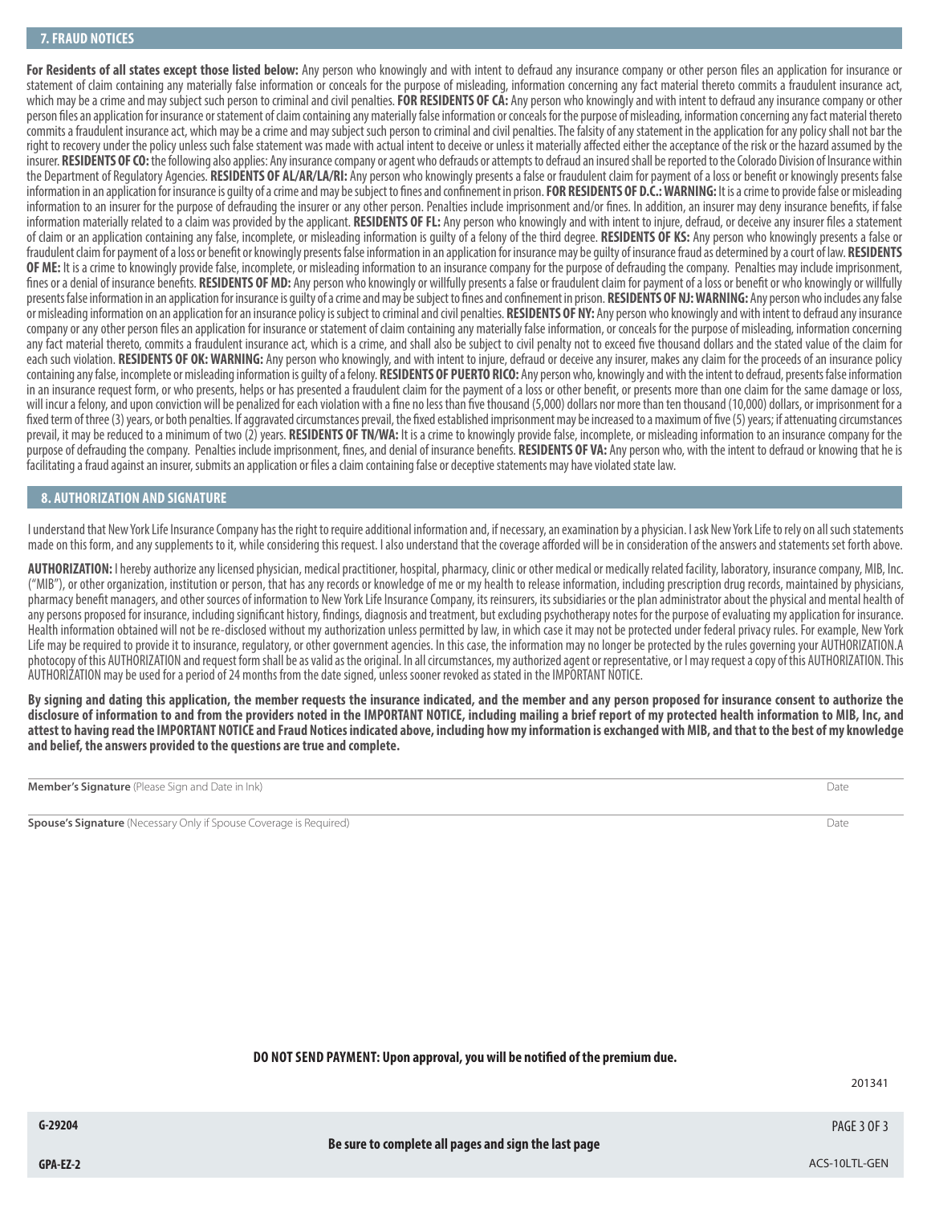## 7. FRAUD NOTICES

**For Residents of all states except those listed below:** Any person who knowingly and with intent to defraud any insurance company or other person files an application for insurance or statement of claim containing any materially false information or conceals for the purpose of misleading, information concerning any fact material thereto commits a fraudulent insurance act, which may be a crime and may subject such person to criminal and civil penalties. **FOR RESIDENTS OF CA:** Any person who knowingly and with intent to defraud any insurance company or other person files an application for insurance or statement of claim containing any materially false information or conceals for the purpose of misleading, information concerning any fact material thereto commits a fraudulent insurance act, which may be a crime and may subject such person to criminal and civil penalties. The falsity of any statement in the application for any policy shall not bar the right to recovery under the policy unless such false statement was made with actual intent to deceive or unless it materially affected either the acceptance of the risk or the hazard assumed by the insurer. **RESIDENTS OF CO:** the following also applies: Any insurance company or agent who defrauds or attempts to defraud an insured shall be reported to the Colorado Division of Insurance within the Department of Regulatory Agencies. **RESIDENTS OF AL/AR/LA/RI:** Any person who knowingly presents a false or fraudulent claim for payment of a loss or benefit or knowingly presents false information in an application for insurance is guilty of a crime and may be subject to fines and confinement in prison. **FOR RESIDENTS OF D.C.: WARNING:** It is a crime to provide false or misleading information to an insurer for the purpose of defrauding the insurer or any other person. Penalties include imprisonment and/or fines. In addition, an insurer may deny insurance benefits, if false information materially related to a claim was provided by the applicant. **RESIDENTS OF FL:** Any person who knowingly and with intent to injure, defraud, or deceive any insurer files a statement of claim or an application containing any false, incomplete, or misleading information is guilty of a felony of the third degree. **RESIDENTS OF KS:** Any person who knowingly presents a false or fraudulent claim for payment of a loss or benefit or knowingly presents false information in an application for insurance may be guilty of insurance fraud as determined by a court of law. **RESIDENTS OF ME:** It is a crime to knowingly provide false, incomplete, or misleading information to an insurance company for the purpose of defrauding the company. Penalties may include imprisonment, fines or a denial of insurance benefits. **RESIDENTS OF MD:** Any person who knowingly or willfully presents a false or fraudulent claim for payment of a loss or benefit or who knowingly or willfully presents false information in an application for insurance is guilty of a crime and may be subject to fines and confinement in prison. **RESIDENTS OF NJ: WARNING:** Any person who includes any false or misleading information on an application for an insurance policy is subject to criminal and civil penalties. **RESIDENTS OF NY:** Any person who knowingly and with intent to defraud any insurance company or any other person files an application for insurance or statement of claim containing any materially false information, or conceals for the purpose of misleading, information concerning any fact material thereto, commits a fraudulent insurance act, which is a crime, and shall also be subject to civil penalty not to exceed five thousand dollars and the stated value of the claim for each such violation. **RESIDENTS OF OK: WARNING:** Any person who knowingly, and with intent to injure, defraud or deceive any insurer, makes any claim for the proceeds of an insurance policy containing any false, incomplete or misleading information is guilty of a felony. **RESIDENTS OF PUERTO RICO:** Any person who, knowingly and with the intent to defraud, presents false information in an insurance request form, or who presents, helps or has presented a fraudulent claim for the payment of a loss or other benefit, or presents more than one claim for the same damage or loss, will incur a felony, and upon conviction will be penalized for each violation with a fine no less than five thousand (5,000) dollars nor more than ten thousand (10,000) dollars, or imprisonment for a fixed term of three (3) years, or both penalties. If aggravated circumstances prevail, the fixed established imprisonment may be increased to a maximum of five (5) years; if attenuating circumstances prevail, it may be reduced to a minimum of two (2) years. **RESIDENTS OF TN/WA:** It is a crime to knowingly provide false, incomplete, or misleading information to an insurance company for the purpose of defrauding the company. Penalties include imprisonment, fines, and denial of insurance benefits. **RESIDENTS OF VA:** Any person who, with the intent to defraud or knowing that he is facilitating a fraud against an insurer, submits an application or files a claim containing false or deceptive statements may have violated state law.

## 8. AUTHORIZATION AND SIGNATURE

I understand that New York Life Insurance Company has the right to require additional information and, if necessary, an examination by a physician. I ask New York Life to rely on all such statements made on this form, and any supplements to it, while considering this request. I also understand that the coverage afforded will be in consideration of the answers and statements set forth above.

**AUTHORIZATION:** I hereby authorize any licensed physician, medical practitioner, hospital, pharmacy, clinic or other medical or medically related facility, laboratory, insurance company, MIB, Inc. ("MIB"), or other organization, institution or person, that has any records or knowledge of me or my health to release information, including prescription drug records, maintained by physicians, pharmacy benefit managers, and other sources of information to New York Life Insurance Company, its reinsurers, its subsidiaries or the plan administrator about the physical and mental health of any persons proposed for insurance, including significant history, findings, diagnosis and treatment, but excluding psychotherapy notes for the purpose of evaluating my application for insurance. Health information obtained will not be re-disclosed without my authorization unless permitted by law, in which case it may not be protected under federal privacy rules. For example, New York Life may be required to provide it to insurance, regulatory, or other government agencies. In this case, the information may no longer be protected by the rules governing your AUTHORIZATION.A photocopy of this AUTHORIZATION and request form shall be as valid as the original. In all circumstances, my authorized agent or representative, or I may request a copy of this AUTHORIZATION. This AUTHORIZATION may be used for a period of 24 months from the date signed, unless sooner revoked as stated in the IMPORTANT NOTICE.

**By signing and dating this application, the member requests the insurance indicated, and the member and any person proposed for insurance consent to authorize the disclosure of information to and from the providers noted in the IMPORTANT NOTICE, including mailing a brief report of my protected health information to MIB, Inc, and attest to having read the IMPORTANT NOTICE and Fraud Notices indicated above, including how my information is exchanged with MIB, and that to the best of my knowledge and belief, the answers provided to the questions are true and complete.**

**Member's Signature** (Please Sign and Date in Ink) Date

**Spouse's Signature** (Necessary Only if Spouse Coverage is Required) Date

**DO NOT SEND PAYMENT: Upon approval, you will be notified of the premium due.**

201341

G-29204

**Be sure to complete all pages and sign the last page**

GPA-EZ-2

ACS-10LTL-GEN